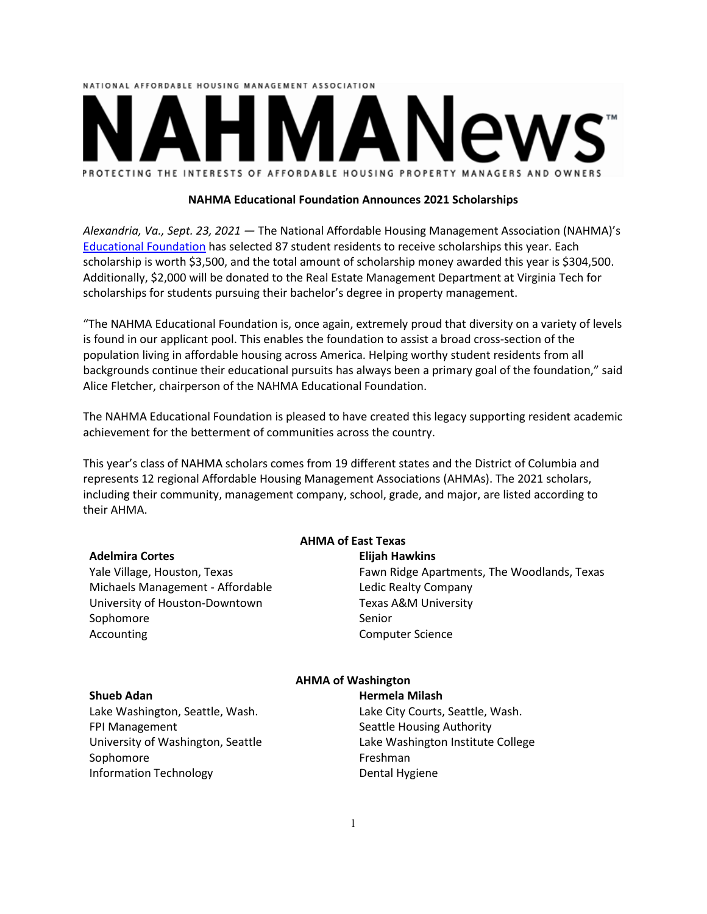NATIONAL AFFORDABLE HOUSING MANAGEMENT ASSOCIATION

# NAHMANews™

PROTECTING THE INTERESTS OF AFFORDABLE HOUSING PROPERTY MANAGERS AND OWNERS

**NAHMA Educational Foundation Announces 2021 Scholarships**

*Alexandria, Va., Sept. 23, 2021* — The National Affordable Housing Management Association (NAHMA)'s Educational Foundation has selected 87 student residents to receive scholarships this year. Each scholarship is worth $3,500, and the total amount of scholarship money awarded this year is $304,500. Additionally, $2,000 will be donated to the Real Estate Management Department at Virginia Tech for scholarships for students pursuing their bachelor's degree in property management.

"The NAHMA Educational Foundation is, once again, extremely proud that diversity on a variety of levels is found in our applicant pool. This enables the foundation to assist a broad cross-section of the population living in affordable housing across America. Helping worthy student residents from all backgrounds continue their educational pursuits has always been a primary goal of the foundation," said Alice Fletcher, chairperson of the NAHMA Educational Foundation.

The NAHMA Educational Foundation is pleased to have created this legacy supporting resident academic achievement for the betterment of communities across the country.

This year's class of NAHMA scholars comes from 19 different states and the District of Columbia and represents 12 regional Affordable Housing Management Associations (AHMAs). The 2021 scholars, including their community, management company, school, grade, and major, are listed according to their AHMA.

**AHMA of East Texas**

**Adelmira Cortes**
Yale Village, Houston, Texas
Michaels Management - Affordable
University of Houston-Downtown
Sophomore
Accounting

**Elijah Hawkins**
Fawn Ridge Apartments, The Woodlands, Texas
Ledic Realty Company
Texas A&M University
Senior
Computer Science

**AHMA of Washington**

**Shueb Adan**
Lake Washington, Seattle, Wash.
FPI Management
University of Washington, Seattle
Sophomore
Information Technology

**Hermela Milash**
Lake City Courts, Seattle, Wash.
Seattle Housing Authority
Lake Washington Institute College
Freshman
Dental Hygiene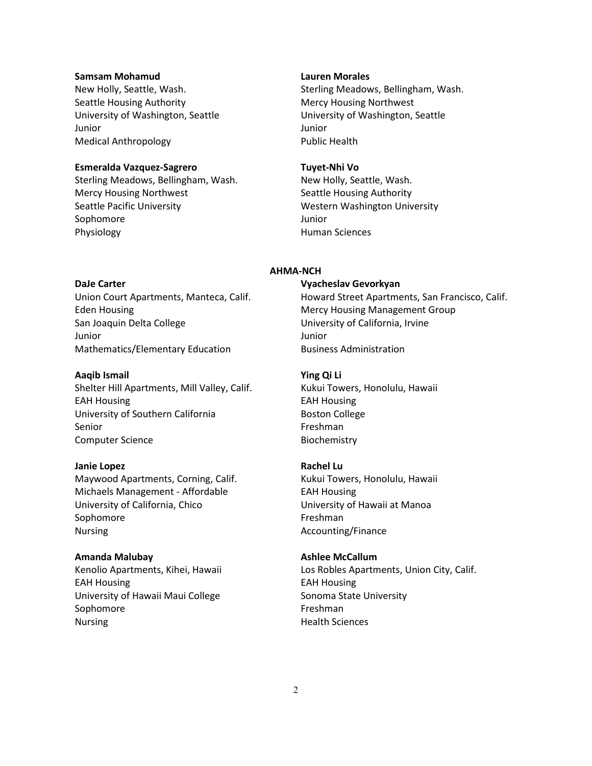**Samsam Mohamud**
New Holly, Seattle, Wash.
Seattle Housing Authority
University of Washington, Seattle
Junior
Medical Anthropology

**Lauren Morales**
Sterling Meadows, Bellingham, Wash.
Mercy Housing Northwest
University of Washington, Seattle
Junior
Public Health

**Esmeralda Vazquez-Sagrero**
Sterling Meadows, Bellingham, Wash.
Mercy Housing Northwest
Seattle Pacific University
Sophomore
Physiology

**Tuyet-Nhi Vo**
New Holly, Seattle, Wash.
Seattle Housing Authority
Western Washington University
Junior
Human Sciences

**AHMA-NCH**

**DaJe Carter**
Union Court Apartments, Manteca, Calif.
Eden Housing
San Joaquin Delta College
Junior
Mathematics/Elementary Education

**Vyacheslav Gevorkyan**
Howard Street Apartments, San Francisco, Calif.
Mercy Housing Management Group
University of California, Irvine
Junior
Business Administration

**Aaqib Ismail**
Shelter Hill Apartments, Mill Valley, Calif.
EAH Housing
University of Southern California
Senior
Computer Science

**Ying Qi Li**
Kukui Towers, Honolulu, Hawaii
EAH Housing
Boston College
Freshman
Biochemistry

**Janie Lopez**
Maywood Apartments, Corning, Calif.
Michaels Management - Affordable
University of California, Chico
Sophomore
Nursing

**Rachel Lu**
Kukui Towers, Honolulu, Hawaii
EAH Housing
University of Hawaii at Manoa
Freshman
Accounting/Finance

**Amanda Malubay**
Kenolio Apartments, Kihei, Hawaii
EAH Housing
University of Hawaii Maui College
Sophomore
Nursing

**Ashlee McCallum**
Los Robles Apartments, Union City, Calif.
EAH Housing
Sonoma State University
Freshman
Health Sciences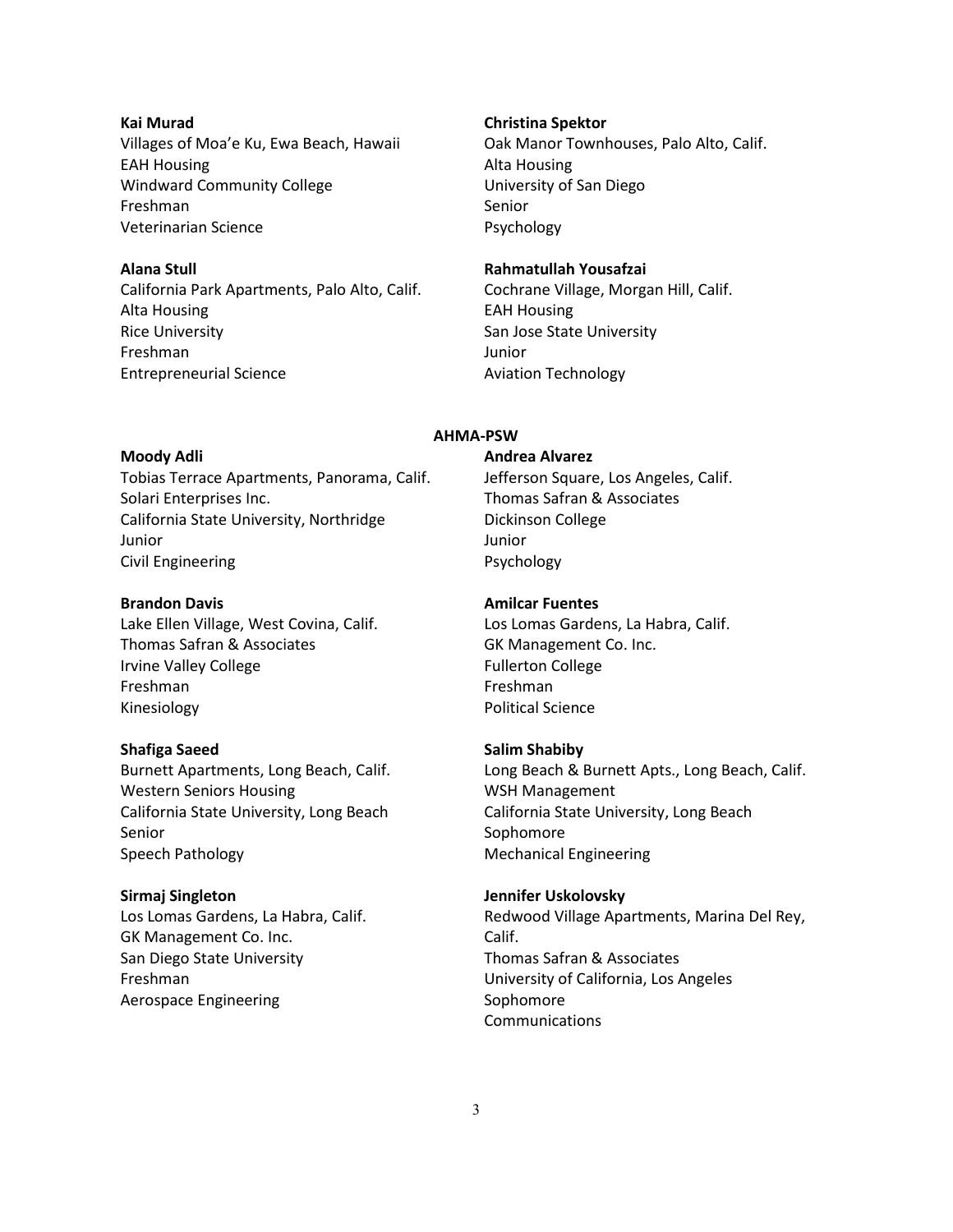**Kai Murad**
Villages of Moa'e Ku, Ewa Beach, Hawaii
EAH Housing
Windward Community College
Freshman
Veterinarian Science

**Christina Spektor**
Oak Manor Townhouses, Palo Alto, Calif.
Alta Housing
University of San Diego
Senior
Psychology

**Alana Stull**
California Park Apartments, Palo Alto, Calif.
Alta Housing
Rice University
Freshman
Entrepreneurial Science

**Rahmatullah Yousafzai**
Cochrane Village, Morgan Hill, Calif.
EAH Housing
San Jose State University
Junior
Aviation Technology

**AHMA-PSW**

**Moody Adli**
Tobias Terrace Apartments, Panorama, Calif.
Solari Enterprises Inc.
California State University, Northridge
Junior
Civil Engineering

**Andrea Alvarez**
Jefferson Square, Los Angeles, Calif.
Thomas Safran & Associates
Dickinson College
Junior
Psychology

**Brandon Davis**
Lake Ellen Village, West Covina, Calif.
Thomas Safran & Associates
Irvine Valley College
Freshman
Kinesiology

**Amilcar Fuentes**
Los Lomas Gardens, La Habra, Calif.
GK Management Co. Inc.
Fullerton College
Freshman
Political Science

**Shafiga Saeed**
Burnett Apartments, Long Beach, Calif.
Western Seniors Housing
California State University, Long Beach
Senior
Speech Pathology

**Salim Shabiby**
Long Beach & Burnett Apts., Long Beach, Calif.
WSH Management
California State University, Long Beach
Sophomore
Mechanical Engineering

**Sirmaj Singleton**
Los Lomas Gardens, La Habra, Calif.
GK Management Co. Inc.
San Diego State University
Freshman
Aerospace Engineering

**Jennifer Uskolovsky**
Redwood Village Apartments, Marina Del Rey, Calif.
Thomas Safran & Associates
University of California, Los Angeles
Sophomore
Communications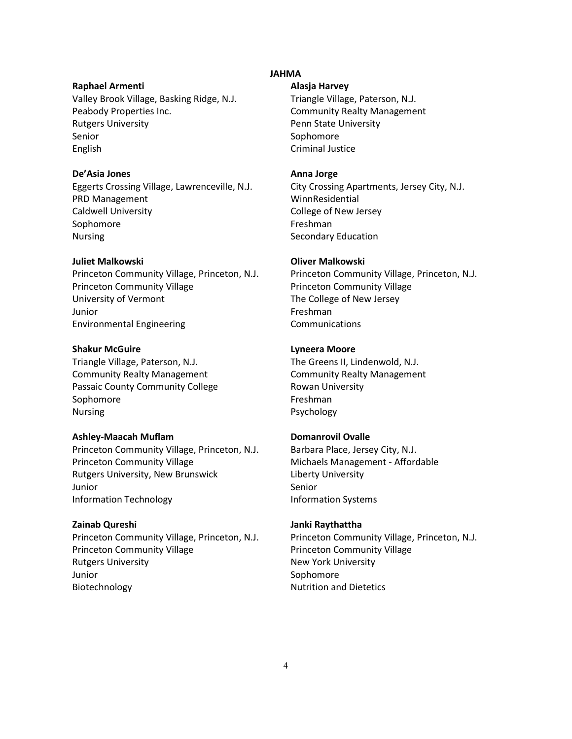**JAHMA**

**Raphael Armenti**
Valley Brook Village, Basking Ridge, N.J.
Peabody Properties Inc.
Rutgers University
Senior
English

**Alasja Harvey**
Triangle Village, Paterson, N.J.
Community Realty Management
Penn State University
Sophomore
Criminal Justice

**De'Asia Jones**
Eggerts Crossing Village, Lawrenceville, N.J.
PRD Management
Caldwell University
Sophomore
Nursing

**Anna Jorge**
City Crossing Apartments, Jersey City, N.J.
WinnResidential
College of New Jersey
Freshman
Secondary Education

**Juliet Malkowski**
Princeton Community Village, Princeton, N.J.
Princeton Community Village
University of Vermont
Junior
Environmental Engineering

**Oliver Malkowski**
Princeton Community Village, Princeton, N.J.
Princeton Community Village
The College of New Jersey
Freshman
Communications

**Shakur McGuire**
Triangle Village, Paterson, N.J.
Community Realty Management
Passaic County Community College
Sophomore
Nursing

**Lyneera Moore**
The Greens II, Lindenwold, N.J.
Community Realty Management
Rowan University
Freshman
Psychology

**Ashley-Maacah Muflam**
Princeton Community Village, Princeton, N.J.
Princeton Community Village
Rutgers University, New Brunswick
Junior
Information Technology

**Domanrovil Ovalle**
Barbara Place, Jersey City, N.J.
Michaels Management - Affordable
Liberty University
Senior
Information Systems

**Zainab Qureshi**
Princeton Community Village, Princeton, N.J.
Princeton Community Village
Rutgers University
Junior
Biotechnology

**Janki Raythattha**
Princeton Community Village, Princeton, N.J.
Princeton Community Village
New York University
Sophomore
Nutrition and Dietetics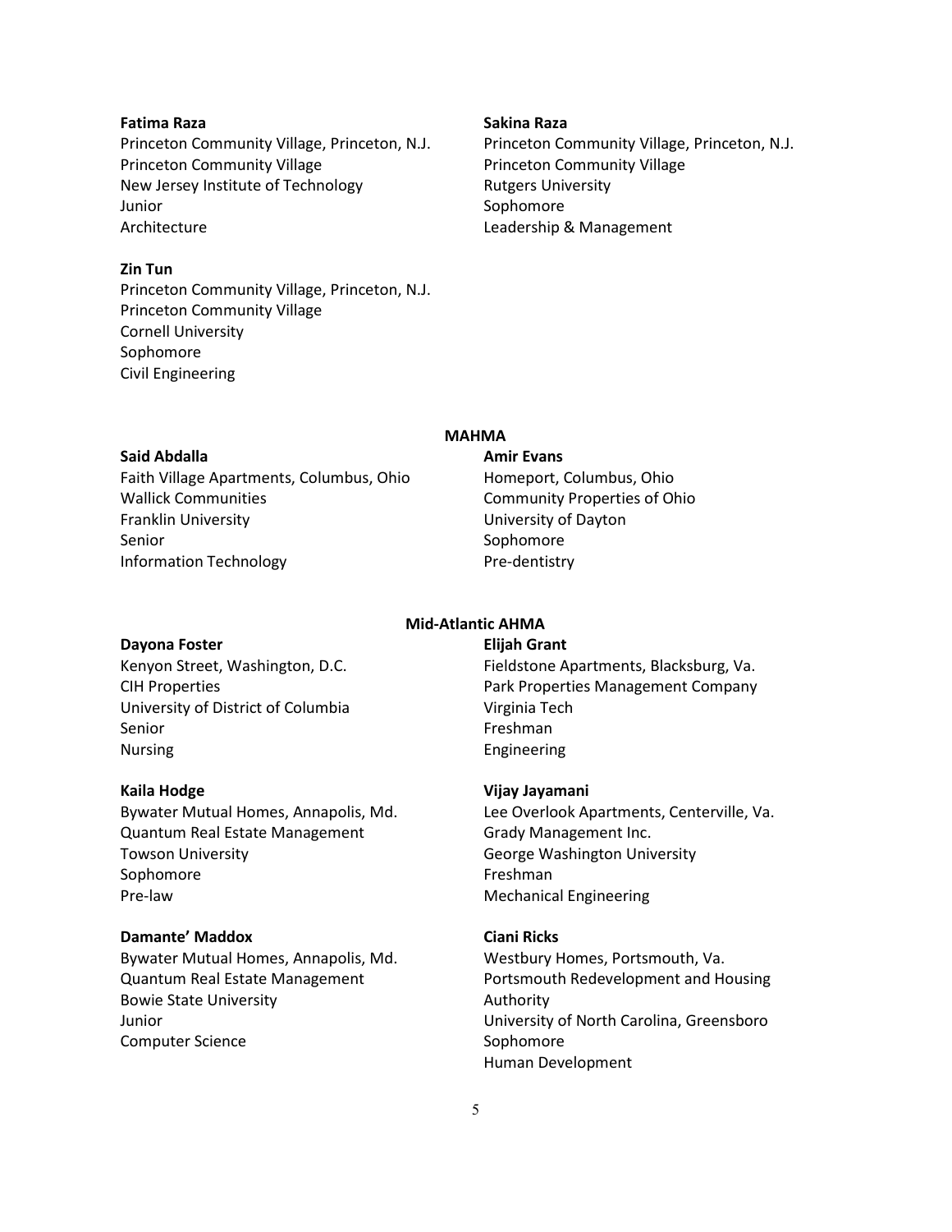**Fatima Raza**
Princeton Community Village, Princeton, N.J.
Princeton Community Village
New Jersey Institute of Technology
Junior
Architecture

**Sakina Raza**
Princeton Community Village, Princeton, N.J.
Princeton Community Village
Rutgers University
Sophomore
Leadership & Management

**Zin Tun**
Princeton Community Village, Princeton, N.J.
Princeton Community Village
Cornell University
Sophomore
Civil Engineering

## MAHMA

**Said Abdalla**
Faith Village Apartments, Columbus, Ohio
Wallick Communities
Franklin University
Senior
Information Technology

**Amir Evans**
Homeport, Columbus, Ohio
Community Properties of Ohio
University of Dayton
Sophomore
Pre-dentistry

## Mid-Atlantic AHMA

**Dayona Foster**
Kenyon Street, Washington, D.C.
CIH Properties
University of District of Columbia
Senior
Nursing

**Elijah Grant**
Fieldstone Apartments, Blacksburg, Va.
Park Properties Management Company
Virginia Tech
Freshman
Engineering

**Kaila Hodge**
Bywater Mutual Homes, Annapolis, Md.
Quantum Real Estate Management
Towson University
Sophomore
Pre-law

**Vijay Jayamani**
Lee Overlook Apartments, Centerville, Va.
Grady Management Inc.
George Washington University
Freshman
Mechanical Engineering

**Damante' Maddox**
Bywater Mutual Homes, Annapolis, Md.
Quantum Real Estate Management
Bowie State University
Junior
Computer Science

**Ciani Ricks**
Westbury Homes, Portsmouth, Va.
Portsmouth Redevelopment and Housing Authority
University of North Carolina, Greensboro
Sophomore
Human Development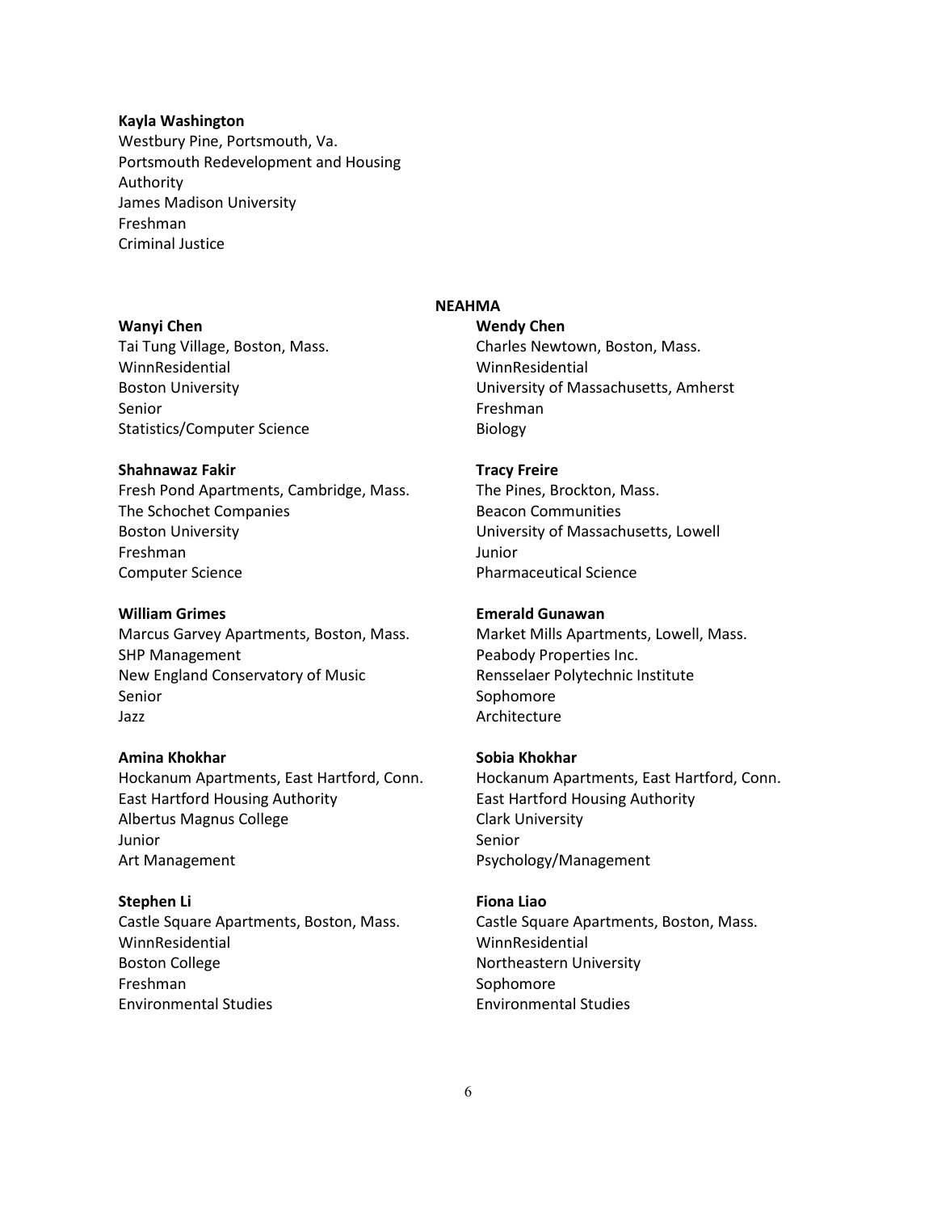**Kayla Washington**
Westbury Pine, Portsmouth, Va.
Portsmouth Redevelopment and Housing Authority
James Madison University
Freshman
Criminal Justice

## NEAHMA

**Wanyi Chen**
Tai Tung Village, Boston, Mass.
WinnResidential
Boston University
Senior
Statistics/Computer Science

**Wendy Chen**
Charles Newtown, Boston, Mass.
WinnResidential
University of Massachusetts, Amherst
Freshman
Biology

**Shahnawaz Fakir**
Fresh Pond Apartments, Cambridge, Mass.
The Schochet Companies
Boston University
Freshman
Computer Science

**Tracy Freire**
The Pines, Brockton, Mass.
Beacon Communities
University of Massachusetts, Lowell
Junior
Pharmaceutical Science

**William Grimes**
Marcus Garvey Apartments, Boston, Mass.
SHP Management
New England Conservatory of Music
Senior
Jazz

**Emerald Gunawan**
Market Mills Apartments, Lowell, Mass.
Peabody Properties Inc.
Rensselaer Polytechnic Institute
Sophomore
Architecture

**Amina Khokhar**
Hockanum Apartments, East Hartford, Conn.
East Hartford Housing Authority
Albertus Magnus College
Junior
Art Management

**Sobia Khokhar**
Hockanum Apartments, East Hartford, Conn.
East Hartford Housing Authority
Clark University
Senior
Psychology/Management

**Stephen Li**
Castle Square Apartments, Boston, Mass.
WinnResidential
Boston College
Freshman
Environmental Studies

**Fiona Liao**
Castle Square Apartments, Boston, Mass.
WinnResidential
Northeastern University
Sophomore
Environmental Studies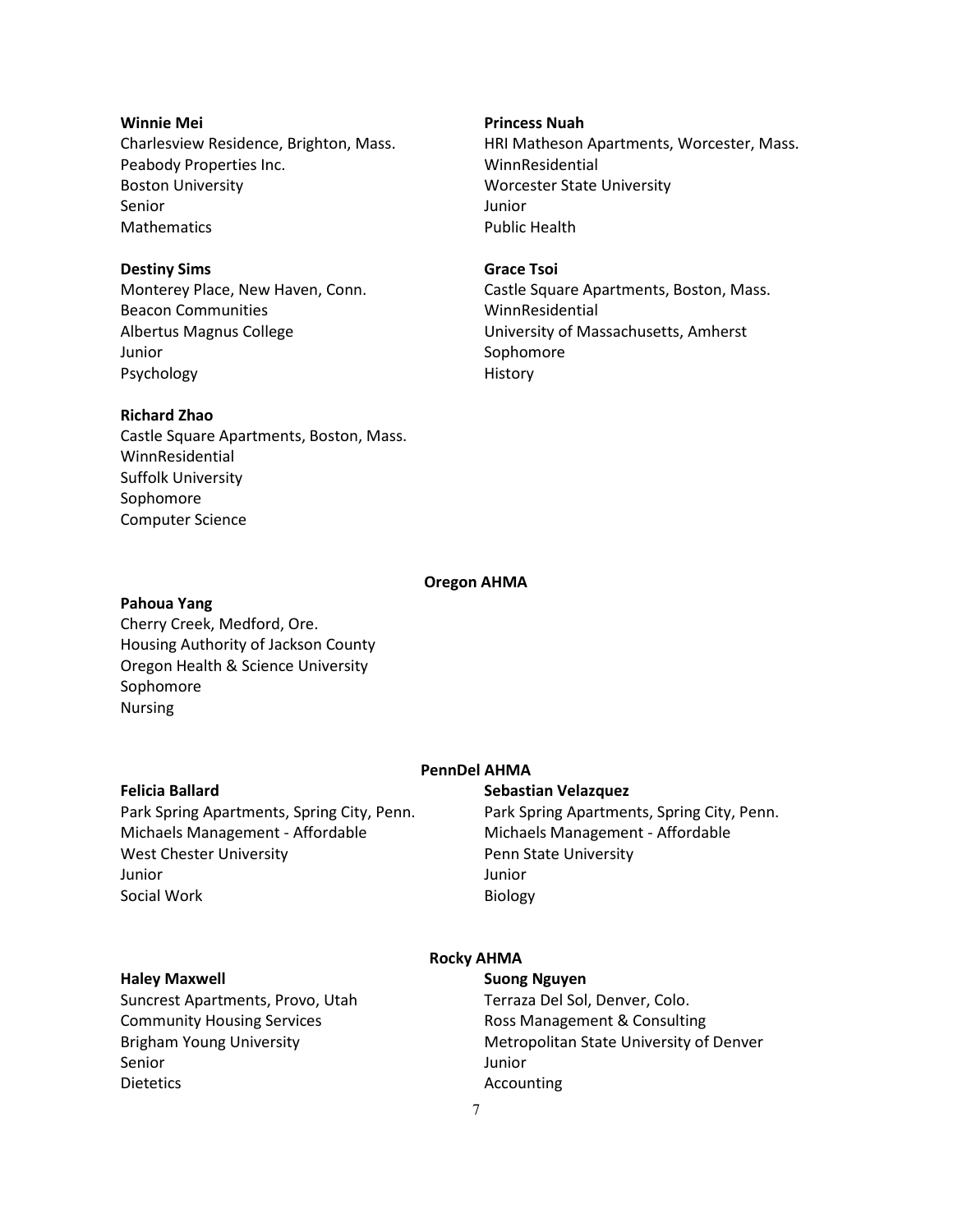**Winnie Mei**
Charlesview Residence, Brighton, Mass.
Peabody Properties Inc.
Boston University
Senior
Mathematics

**Princess Nuah**
HRI Matheson Apartments, Worcester, Mass.
WinnResidential
Worcester State University
Junior
Public Health

**Destiny Sims**
Monterey Place, New Haven, Conn.
Beacon Communities
Albertus Magnus College
Junior
Psychology

**Grace Tsoi**
Castle Square Apartments, Boston, Mass.
WinnResidential
University of Massachusetts, Amherst
Sophomore
History

**Richard Zhao**
Castle Square Apartments, Boston, Mass.
WinnResidential
Suffolk University
Sophomore
Computer Science

**Oregon AHMA**

**Pahoua Yang**
Cherry Creek, Medford, Ore.
Housing Authority of Jackson County
Oregon Health & Science University
Sophomore
Nursing

**PennDel AHMA**

**Felicia Ballard**
Park Spring Apartments, Spring City, Penn.
Michaels Management - Affordable
West Chester University
Junior
Social Work

**Sebastian Velazquez**
Park Spring Apartments, Spring City, Penn.
Michaels Management - Affordable
Penn State University
Junior
Biology

**Rocky AHMA**

**Haley Maxwell**
Suncrest Apartments, Provo, Utah
Community Housing Services
Brigham Young University
Senior
Dietetics

**Suong Nguyen**
Terraza Del Sol, Denver, Colo.
Ross Management & Consulting
Metropolitan State University of Denver
Junior
Accounting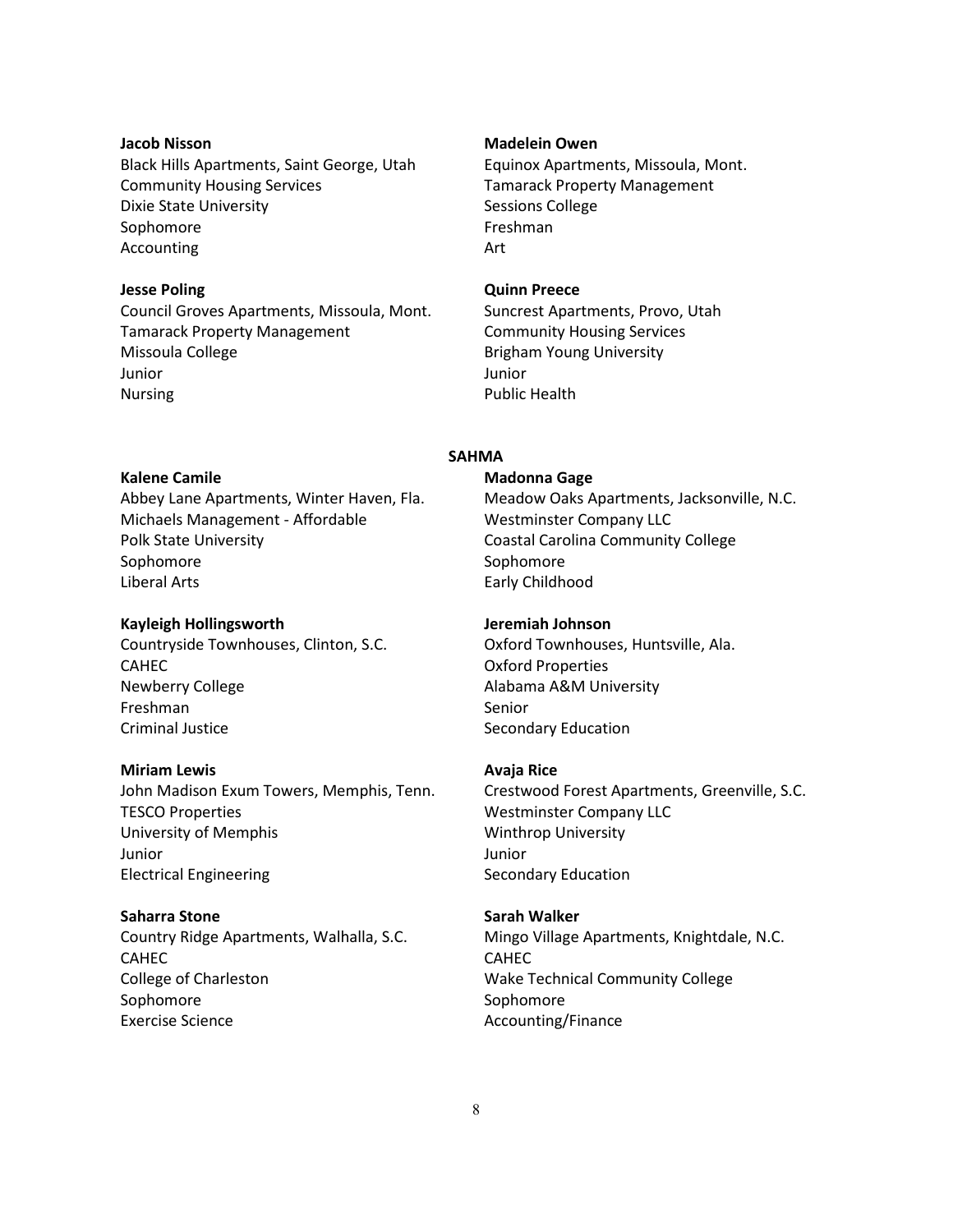**Jacob Nisson**
Black Hills Apartments, Saint George, Utah
Community Housing Services
Dixie State University
Sophomore
Accounting

**Jesse Poling**
Council Groves Apartments, Missoula, Mont.
Tamarack Property Management
Missoula College
Junior
Nursing

**Madelein Owen**
Equinox Apartments, Missoula, Mont.
Tamarack Property Management
Sessions College
Freshman
Art

**Quinn Preece**
Suncrest Apartments, Provo, Utah
Community Housing Services
Brigham Young University
Junior
Public Health

## SAHMA

**Kalene Camile**
Abbey Lane Apartments, Winter Haven, Fla.
Michaels Management - Affordable
Polk State University
Sophomore
Liberal Arts

**Kayleigh Hollingsworth**
Countryside Townhouses, Clinton, S.C.
CAHEC
Newberry College
Freshman
Criminal Justice

**Miriam Lewis**
John Madison Exum Towers, Memphis, Tenn.
TESCO Properties
University of Memphis
Junior
Electrical Engineering

**Saharra Stone**
Country Ridge Apartments, Walhalla, S.C.
CAHEC
College of Charleston
Sophomore
Exercise Science

**Madonna Gage**
Meadow Oaks Apartments, Jacksonville, N.C.
Westminster Company LLC
Coastal Carolina Community College
Sophomore
Early Childhood

**Jeremiah Johnson**
Oxford Townhouses, Huntsville, Ala.
Oxford Properties
Alabama A&M University
Senior
Secondary Education

**Avaja Rice**
Crestwood Forest Apartments, Greenville, S.C.
Westminster Company LLC
Winthrop University
Junior
Secondary Education

**Sarah Walker**
Mingo Village Apartments, Knightdale, N.C.
CAHEC
Wake Technical Community College
Sophomore
Accounting/Finance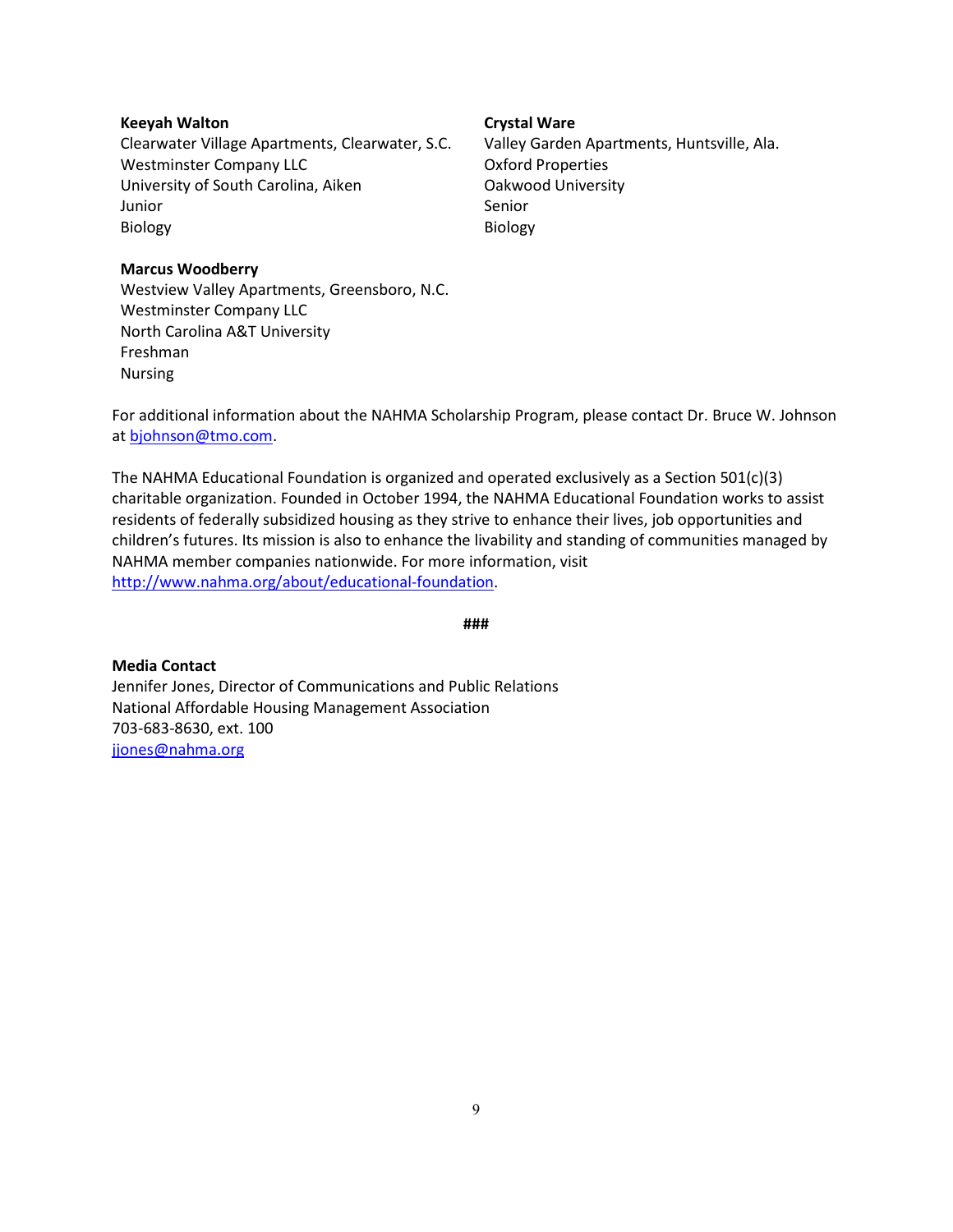**Keeyah Walton**
Clearwater Village Apartments, Clearwater, S.C.
Westminster Company LLC
University of South Carolina, Aiken
Junior
Biology

**Crystal Ware**
Valley Garden Apartments, Huntsville, Ala.
Oxford Properties
Oakwood University
Senior
Biology

**Marcus Woodberry**
Westview Valley Apartments, Greensboro, N.C.
Westminster Company LLC
North Carolina A&T University
Freshman
Nursing

For additional information about the NAHMA Scholarship Program, please contact Dr. Bruce W. Johnson at bjohnson@tmo.com.

The NAHMA Educational Foundation is organized and operated exclusively as a Section 501(c)(3) charitable organization. Founded in October 1994, the NAHMA Educational Foundation works to assist residents of federally subsidized housing as they strive to enhance their lives, job opportunities and children's futures. Its mission is also to enhance the livability and standing of communities managed by NAHMA member companies nationwide. For more information, visit http://www.nahma.org/about/educational-foundation.

###

**Media Contact**
Jennifer Jones, Director of Communications and Public Relations
National Affordable Housing Management Association
703-683-8630, ext. 100
jjones@nahma.org